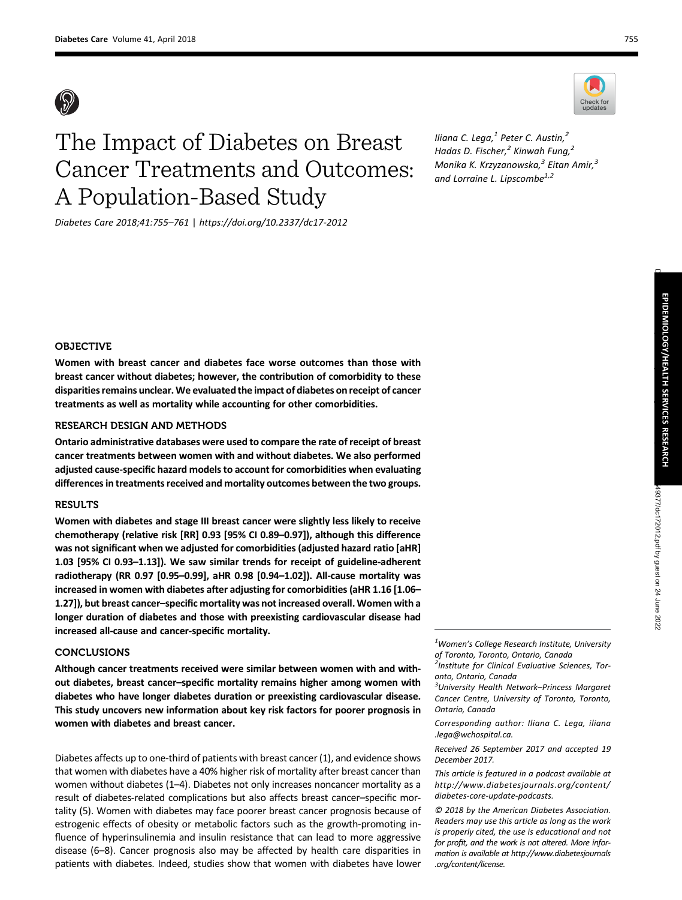# The Impact of Diabetes on Breast Cancer Treatments and Outcomes: A Population-Based Study

*Diabetes Care* 2018;41:755–761 | https://doi.org/10.2337/dc17-2012

Iliana C. Lega,[1] Peter C. Austin,[2] Hadas D. Fischer,[2] Kinwah Fung,[2] Monika K. Krzyzanowska,[3] Eitan Amir,[3] and Lorraine L. Lipscombe[1,2]

## OBJECTIVE

**Women with breast cancer and diabetes face worse outcomes than those with breast cancer without diabetes; however, the contribution of comorbidity to these disparities remains unclear. We evaluated the impact of diabetes on receipt of cancer treatments as well as mortality while accounting for other comorbidities.**

## RESEARCH DESIGN AND METHODS

**Ontario administrative databases were used to compare the rate of receipt of breast cancer treatments between women with and without diabetes. We also performed adjusted cause-specific hazard models to account for comorbidities when evaluating differences in treatments received and mortality outcomes between the two groups.**

## RESULTS

**Women with diabetes and stage III breast cancer were slightly less likely to receive chemotherapy (relative risk [RR] 0.93 [95% CI 0.89–0.97]), although this difference was not significant when we adjusted for comorbidities (adjusted hazard ratio [aHR] 1.03 [95% CI 0.93–1.13]). We saw similar trends for receipt of guideline-adherent radiotherapy (RR 0.97 [0.95–0.99], aHR 0.98 [0.94–1.02]). All-cause mortality was increased in women with diabetes after adjusting for comorbidities (aHR 1.16 [1.06–1.27]), but breast cancer–specific mortality was not increased overall. Women with a longer duration of diabetes and those with preexisting cardiovascular disease had increased all-cause and cancer-specific mortality.**

## CONCLUSIONS

**Although cancer treatments received were similar between women with and without diabetes, breast cancer–specific mortality remains higher among women with diabetes who have longer diabetes duration or preexisting cardiovascular disease. This study uncovers new information about key risk factors for poorer prognosis in women with diabetes and breast cancer.**

Diabetes affects up to one-third of patients with breast cancer (1), and evidence shows that women with diabetes have a 40% higher risk of mortality after breast cancer than women without diabetes (1–4). Diabetes not only increases noncancer mortality as a result of diabetes-related complications but also affects breast cancer–specific mortality (5). Women with diabetes may face poorer breast cancer prognosis because of estrogenic effects of obesity or metabolic factors such as the growth-promoting influence of hyperinsulinemia and insulin resistance that can lead to more aggressive disease (6–8). Cancer prognosis also may be affected by health care disparities in patients with diabetes. Indeed, studies show that women with diabetes have lower

[1]*Women's College Research Institute, University of Toronto, Toronto, Ontario, Canada*
[2]*Institute for Clinical Evaluative Sciences, Toronto, Ontario, Canada*
[3]*University Health Network–Princess Margaret Cancer Centre, University of Toronto, Toronto, Ontario, Canada*

*Corresponding author: Iliana C. Lega, iliana.lega@wchospital.ca.*

*Received 26 September 2017 and accepted 19 December 2017.*

*This article is featured in a podcast available at http://www.diabetesjournals.org/content/diabetes-core-update-podcasts.*

*© 2018 by the American Diabetes Association. Readers may use this article as long as the work is properly cited, the use is educational and not for profit, and the work is not altered. More information is available at http://www.diabetesjournals.org/content/license.*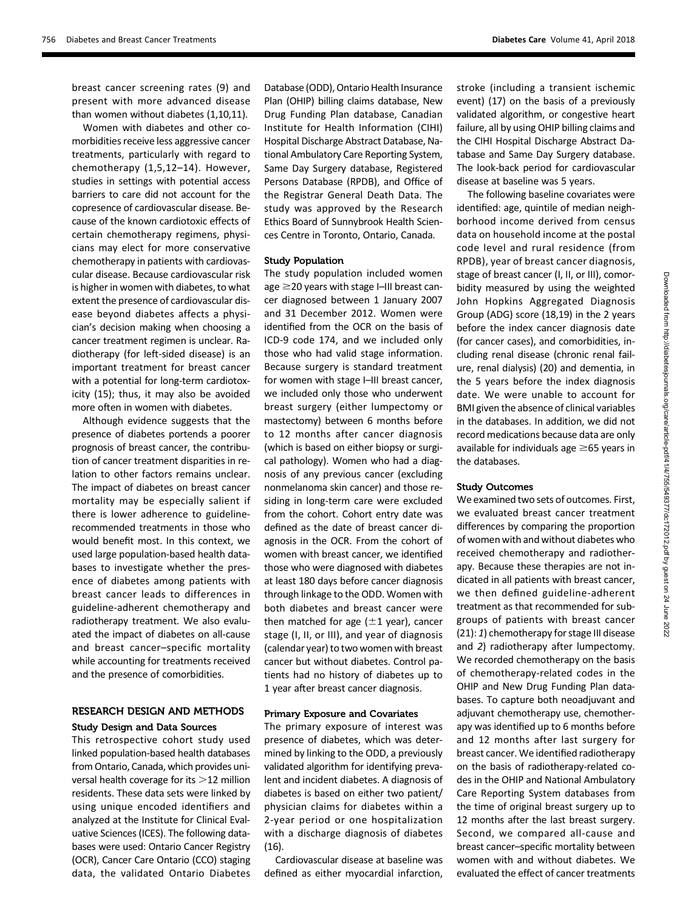breast cancer screening rates (9) and present with more advanced disease than women without diabetes (1,10,11).

Women with diabetes and other comorbidities receive less aggressive cancer treatments, particularly with regard to chemotherapy (1,5,12–14). However, studies in settings with potential access barriers to care did not account for the copresence of cardiovascular disease. Because of the known cardiotoxic effects of certain chemotherapy regimens, physicians may elect for more conservative chemotherapy in patients with cardiovascular disease. Because cardiovascular risk is higher in women with diabetes, to what extent the presence of cardiovascular disease beyond diabetes affects a physician's decision making when choosing a cancer treatment regimen is unclear. Radiotherapy (for left-sided disease) is an important treatment for breast cancer with a potential for long-term cardiotoxicity (15); thus, it may also be avoided more often in women with diabetes.

Although evidence suggests that the presence of diabetes portends a poorer prognosis of breast cancer, the contribution of cancer treatment disparities in relation to other factors remains unclear. The impact of diabetes on breast cancer mortality may be especially salient if there is lower adherence to guideline-recommended treatments in those who would benefit most. In this context, we used large population-based health databases to investigate whether the presence of diabetes among patients with breast cancer leads to differences in guideline-adherent chemotherapy and radiotherapy treatment. We also evaluated the impact of diabetes on all-cause and breast cancer–specific mortality while accounting for treatments received and the presence of comorbidities.

## RESEARCH DESIGN AND METHODS

### Study Design and Data Sources

This retrospective cohort study used linked population-based health databases from Ontario, Canada, which provides universal health coverage for its >12 million residents. These data sets were linked by using unique encoded identifiers and analyzed at the Institute for Clinical Evaluative Sciences (ICES). The following databases were used: Ontario Cancer Registry (OCR), Cancer Care Ontario (CCO) staging data, the validated Ontario Diabetes Database (ODD), Ontario Health Insurance Plan (OHIP) billing claims database, New Drug Funding Plan database, Canadian Institute for Health Information (CIHI) Hospital Discharge Abstract Database, National Ambulatory Care Reporting System, Same Day Surgery database, Registered Persons Database (RPDB), and Office of the Registrar General Death Data. The study was approved by the Research Ethics Board of Sunnybrook Health Sciences Centre in Toronto, Ontario, Canada.

### Study Population

The study population included women age ≥20 years with stage I–III breast cancer diagnosed between 1 January 2007 and 31 December 2012. Women were identified from the OCR on the basis of ICD-9 code 174, and we included only those who had valid stage information. Because surgery is standard treatment for women with stage I–III breast cancer, we included only those who underwent breast surgery (either lumpectomy or mastectomy) between 6 months before to 12 months after cancer diagnosis (which is based on either biopsy or surgical pathology). Women who had a diagnosis of any previous cancer (excluding nonmelanoma skin cancer) and those residing in long-term care were excluded from the cohort. Cohort entry date was defined as the date of breast cancer diagnosis in the OCR. From the cohort of women with breast cancer, we identified those who were diagnosed with diabetes at least 180 days before cancer diagnosis through linkage to the ODD. Women with both diabetes and breast cancer were then matched for age (±1 year), cancer stage (I, II, or III), and year of diagnosis (calendar year) to two women with breast cancer but without diabetes. Control patients had no history of diabetes up to 1 year after breast cancer diagnosis.

### Primary Exposure and Covariates

The primary exposure of interest was presence of diabetes, which was determined by linking to the ODD, a previously validated algorithm for identifying prevalent and incident diabetes. A diagnosis of diabetes is based on either two patient/physician claims for diabetes within a 2-year period or one hospitalization with a discharge diagnosis of diabetes (16).

Cardiovascular disease at baseline was defined as either myocardial infarction, stroke (including a transient ischemic event) (17) on the basis of a previously validated algorithm, or congestive heart failure, all by using OHIP billing claims and the CIHI Hospital Discharge Abstract Database and Same Day Surgery database. The look-back period for cardiovascular disease at baseline was 5 years.

The following baseline covariates were identified: age, quintile of median neighborhood income derived from census data on household income at the postal code level and rural residence (from RPDB), year of breast cancer diagnosis, stage of breast cancer (I, II, or III), comorbidity measured by using the weighted John Hopkins Aggregated Diagnosis Group (ADG) score (18,19) in the 2 years before the index cancer diagnosis date (for cancer cases), and comorbidities, including renal disease (chronic renal failure, renal dialysis) (20) and dementia, in the 5 years before the index diagnosis date. We were unable to account for BMI given the absence of clinical variables in the databases. In addition, we did not record medications because data are only available for individuals age ≥65 years in the databases.

### Study Outcomes

We examined two sets of outcomes. First, we evaluated breast cancer treatment differences by comparing the proportion of women with and without diabetes who received chemotherapy and radiotherapy. Because these therapies are not indicated in all patients with breast cancer, we then defined guideline-adherent treatment as that recommended for subgroups of patients with breast cancer (21): *1*) chemotherapy for stage III disease and *2*) radiotherapy after lumpectomy. We recorded chemotherapy on the basis of chemotherapy-related codes in the OHIP and New Drug Funding Plan databases. To capture both neoadjuvant and adjuvant chemotherapy use, chemotherapy was identified up to 6 months before and 12 months after last surgery for breast cancer. We identified radiotherapy on the basis of radiotherapy-related codes in the OHIP and National Ambulatory Care Reporting System databases from the time of original breast surgery up to 12 months after the last breast surgery. Second, we compared all-cause and breast cancer–specific mortality between women with and without diabetes. We evaluated the effect of cancer treatments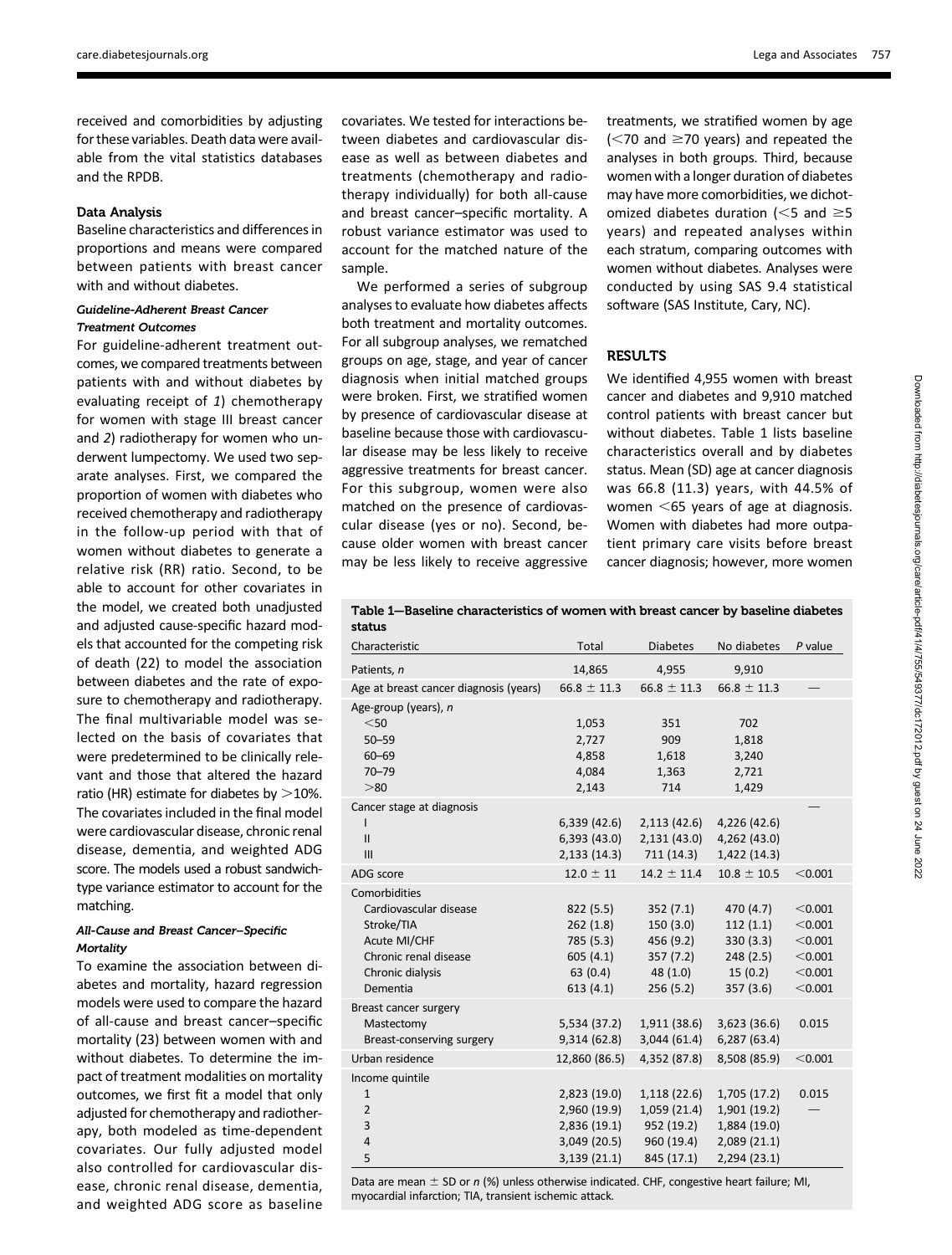received and comorbidities by adjusting for these variables. Death data were available from the vital statistics databases and the RPDB.

### Data Analysis

Baseline characteristics and differences in proportions and means were compared between patients with breast cancer with and without diabetes.

#### *Guideline-Adherent Breast Cancer Treatment Outcomes*

For guideline-adherent treatment outcomes, we compared treatments between patients with and without diabetes by evaluating receipt of *1*) chemotherapy for women with stage III breast cancer and *2*) radiotherapy for women who underwent lumpectomy. We used two separate analyses. First, we compared the proportion of women with diabetes who received chemotherapy and radiotherapy in the follow-up period with that of women without diabetes to generate a relative risk (RR) ratio. Second, to be able to account for other covariates in the model, we created both unadjusted and adjusted cause-specific hazard models that accounted for the competing risk of death (22) to model the association between diabetes and the rate of exposure to chemotherapy and radiotherapy. The final multivariable model was selected on the basis of covariates that were predetermined to be clinically relevant and those that altered the hazard ratio (HR) estimate for diabetes by >10%. The covariates included in the final model were cardiovascular disease, chronic renal disease, dementia, and weighted ADG score. The models used a robust sandwich-type variance estimator to account for the matching.

#### *All-Cause and Breast Cancer–Specific Mortality*

To examine the association between diabetes and mortality, hazard regression models were used to compare the hazard of all-cause and breast cancer–specific mortality (23) between women with and without diabetes. To determine the impact of treatment modalities on mortality outcomes, we first fit a model that only adjusted for chemotherapy and radiotherapy, both modeled as time-dependent covariates. Our fully adjusted model also controlled for cardiovascular disease, chronic renal disease, dementia, and weighted ADG score as baseline covariates. We tested for interactions between diabetes and cardiovascular disease as well as between diabetes and treatments (chemotherapy and radiotherapy individually) for both all-cause and breast cancer–specific mortality. A robust variance estimator was used to account for the matched nature of the sample.

We performed a series of subgroup analyses to evaluate how diabetes affects both treatment and mortality outcomes. For all subgroup analyses, we rematched groups on age, stage, and year of cancer diagnosis when initial matched groups were broken. First, we stratified women by presence of cardiovascular disease at baseline because those with cardiovascular disease may be less likely to receive aggressive treatments for breast cancer. For this subgroup, women were also matched on the presence of cardiovascular disease (yes or no). Second, because older women with breast cancer may be less likely to receive aggressive treatments, we stratified women by age (<70 and ≥70 years) and repeated the analyses in both groups. Third, because women with a longer duration of diabetes may have more comorbidities, we dichotomized diabetes duration (<5 and ≥5 years) and repeated analyses within each stratum, comparing outcomes with women without diabetes. Analyses were conducted by using SAS 9.4 statistical software (SAS Institute, Cary, NC).

## RESULTS

We identified 4,955 women with breast cancer and diabetes and 9,910 matched control patients with breast cancer but without diabetes. Table 1 lists baseline characteristics overall and by diabetes status. Mean (SD) age at cancer diagnosis was 66.8 (11.3) years, with 44.5% of women <65 years of age at diagnosis. Women with diabetes had more outpatient primary care visits before breast cancer diagnosis; however, more women

**Table 1—Baseline characteristics of women with breast cancer by baseline diabetes status**

| Characteristic | Total | Diabetes | No diabetes | *P* value |
|---|---|---|---|---|
| Patients, *n* | 14,865 | 4,955 | 9,910 | |
| Age at breast cancer diagnosis (years) | 66.8 ± 11.3 | 66.8 ± 11.3 | 66.8 ± 11.3 | — |
| Age-group (years), *n* | | | | |
| <50 | 1,053 | 351 | 702 | |
| 50–59 | 2,727 | 909 | 1,818 | |
| 60–69 | 4,858 | 1,618 | 3,240 | |
| 70–79 | 4,084 | 1,363 | 2,721 | |
| >80 | 2,143 | 714 | 1,429 | |
| Cancer stage at diagnosis | | | | — |
| I | 6,339 (42.6) | 2,113 (42.6) | 4,226 (42.6) | |
| II | 6,393 (43.0) | 2,131 (43.0) | 4,262 (43.0) | |
| III | 2,133 (14.3) | 711 (14.3) | 1,422 (14.3) | |
| ADG score | 12.0 ± 11 | 14.2 ± 11.4 | 10.8 ± 10.5 | <0.001 |
| Comorbidities | | | | |
| Cardiovascular disease | 822 (5.5) | 352 (7.1) | 470 (4.7) | <0.001 |
| Stroke/TIA | 262 (1.8) | 150 (3.0) | 112 (1.1) | <0.001 |
| Acute MI/CHF | 785 (5.3) | 456 (9.2) | 330 (3.3) | <0.001 |
| Chronic renal disease | 605 (4.1) | 357 (7.2) | 248 (2.5) | <0.001 |
| Chronic dialysis | 63 (0.4) | 48 (1.0) | 15 (0.2) | <0.001 |
| Dementia | 613 (4.1) | 256 (5.2) | 357 (3.6) | <0.001 |
| Breast cancer surgery | | | | |
| Mastectomy | 5,534 (37.2) | 1,911 (38.6) | 3,623 (36.6) | 0.015 |
| Breast-conserving surgery | 9,314 (62.8) | 3,044 (61.4) | 6,287 (63.4) | |
| Urban residence | 12,860 (86.5) | 4,352 (87.8) | 8,508 (85.9) | <0.001 |
| Income quintile | | | | |
| 1 | 2,823 (19.0) | 1,118 (22.6) | 1,705 (17.2) | 0.015 |
| 2 | 2,960 (19.9) | 1,059 (21.4) | 1,901 (19.2) | — |
| 3 | 2,836 (19.1) | 952 (19.2) | 1,884 (19.0) | |
| 4 | 3,049 (20.5) | 960 (19.4) | 2,089 (21.1) | |
| 5 | 3,139 (21.1) | 845 (17.1) | 2,294 (23.1) | |

Data are mean ± SD or *n* (%) unless otherwise indicated. CHF, congestive heart failure; MI, myocardial infarction; TIA, transient ischemic attack.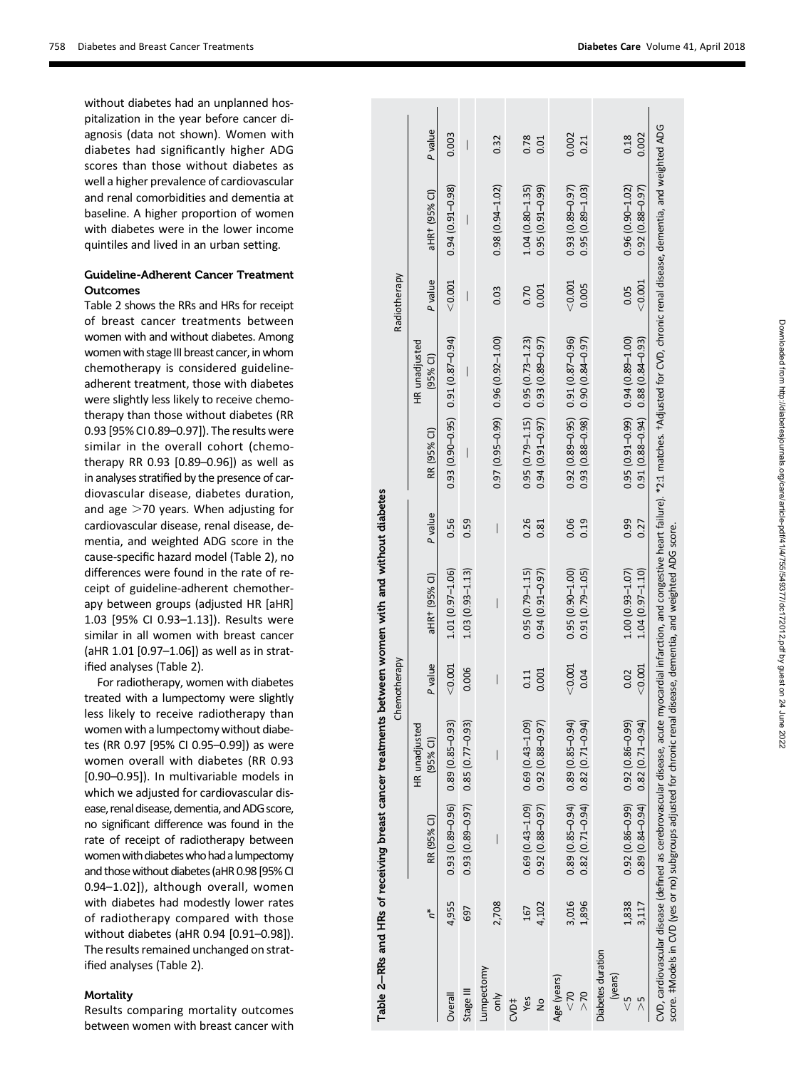without diabetes had an unplanned hospitalization in the year before cancer diagnosis (data not shown). Women with diabetes had significantly higher ADG scores than those without diabetes as well a higher prevalence of cardiovascular and renal comorbidities and dementia at baseline. A higher proportion of women with diabetes were in the lower income quintiles and lived in an urban setting.

### Guideline-Adherent Cancer Treatment Outcomes

Table 2 shows the RRs and HRs for receipt of breast cancer treatments between women with and without diabetes. Among women with stage III breast cancer, in whom chemotherapy is considered guideline-adherent treatment, those with diabetes were slightly less likely to receive chemotherapy than those without diabetes (RR 0.93 [95% CI 0.89–0.97]). The results were similar in the overall cohort (chemotherapy RR 0.93 [0.89–0.96]) as well as in analyses stratified by the presence of cardiovascular disease, diabetes duration, and age >70 years. When adjusting for cardiovascular disease, renal disease, dementia, and weighted ADG score in the cause-specific hazard model (Table 2), no differences were found in the rate of receipt of guideline-adherent chemotherapy between groups (adjusted HR [aHR] 1.03 [95% CI 0.93–1.13]). Results were similar in all women with breast cancer (aHR 1.01 [0.97–1.06]) as well as in stratified analyses (Table 2).

For radiotherapy, women with diabetes treated with a lumpectomy were slightly less likely to receive radiotherapy than women with a lumpectomy without diabetes (RR 0.97 [95% CI 0.95–0.99]) as were women overall with diabetes (RR 0.93 [0.90–0.95]). In multivariable models in which we adjusted for cardiovascular disease, renal disease, dementia, and ADG score, no significant difference was found in the rate of receipt of radiotherapy between women with diabetes who had a lumpectomy and those without diabetes (aHR 0.98 [95% CI 0.94–1.02]), although overall, women with diabetes had modestly lower rates of radiotherapy compared with those without diabetes (aHR 0.94 [0.91–0.98]). The results remained unchanged on stratified analyses (Table 2).

### Mortality

Results comparing mortality outcomes between women with breast cancer with

**Table 2—RRs and HRs of receiving breast cancer treatments between women with and without diabetes**

| | *n** | Chemotherapy | | | | | Radiotherapy | | | | |
|---|---|---|---|---|---|---|---|---|---|---|---|
| | | RR (95% CI) | HR unadjusted (95% CI) | *P* value | aHR† (95% CI) | *P* value | RR (95% CI) | HR unadjusted (95% CI) | *P* value | aHR† (95% CI) | *P* value |
| Overall | 4,955 | 0.93 (0.89–0.96) | 0.89 (0.85–0.93) | <0.001 | 1.01 (0.97–1.06) | 0.56 | 0.93 (0.90–0.95) | 0.91 (0.87–0.94) | <0.001 | 0.94 (0.91–0.98) | 0.003 |
| Stage III | 697 | 0.93 (0.89–0.97) | 0.85 (0.77–0.93) | 0.006 | 1.03 (0.93–1.13) | 0.59 | — | — | — | — | — |
| Lumpectomy only | 2,708 | — | — | — | — | — | 0.97 (0.95–0.99) | 0.96 (0.92–1.00) | 0.03 | 0.98 (0.94–1.02) | 0.32 |
| CVD‡ | | | | | | | | | | | |
| Yes | 167 | 0.69 (0.43–1.09) | 0.69 (0.43–1.09) | 0.11 | 0.95 (0.79–1.15) | 0.26 | 0.95 (0.79–1.15) | 0.95 (0.73–1.23) | 0.70 | 1.04 (0.80–1.35) | 0.78 |
| No | 4,102 | 0.92 (0.88–0.97) | 0.92 (0.88–0.97) | 0.001 | 0.94 (0.91–0.97) | 0.81 | 0.94 (0.91–0.97) | 0.93 (0.89–0.97) | 0.001 | 0.95 (0.91–0.99) | 0.01 |
| Age (years) | | | | | | | | | | | |
| <70 | 3,016 | 0.89 (0.85–0.94) | 0.89 (0.85–0.94) | <0.001 | 0.95 (0.90–1.00) | 0.06 | 0.92 (0.89–0.95) | 0.91 (0.87–0.96) | <0.001 | 0.93 (0.89–0.97) | 0.002 |
| >70 | 1,896 | 0.82 (0.71–0.94) | 0.82 (0.71–0.94) | 0.04 | 0.91 (0.79–1.05) | 0.19 | 0.93 (0.88–0.98) | 0.90 (0.84–0.97) | 0.005 | 0.95 (0.89–1.03) | 0.21 |
| Diabetes duration (years) | | | | | | | | | | | |
| <5 | 1,838 | 0.92 (0.86–0.99) | 0.92 (0.86–0.99) | 0.02 | 1.00 (0.93–1.07) | 0.99 | 0.95 (0.91–0.99) | 0.94 (0.89–1.00) | 0.05 | 0.96 (0.90–1.02) | 0.18 |
| >5 | 3,117 | 0.89 (0.84–0.94) | 0.82 (0.71–0.94) | <0.001 | 1.04 (0.97–1.10) | 0.27 | 0.91 (0.88–0.94) | 0.88 (0.84–0.93) | <0.001 | 0.92 (0.88–0.97) | 0.002 |

CVD, cardiovascular disease (defined as cerebrovascular disease, acute myocardial infarction, and congestive heart failure). *2:1 matches. †Adjusted for CVD, chronic renal disease, dementia, and weighted ADG score. ‡Models in CVD (yes or no) subgroups adjusted for chronic renal disease, dementia, and weighted ADG score.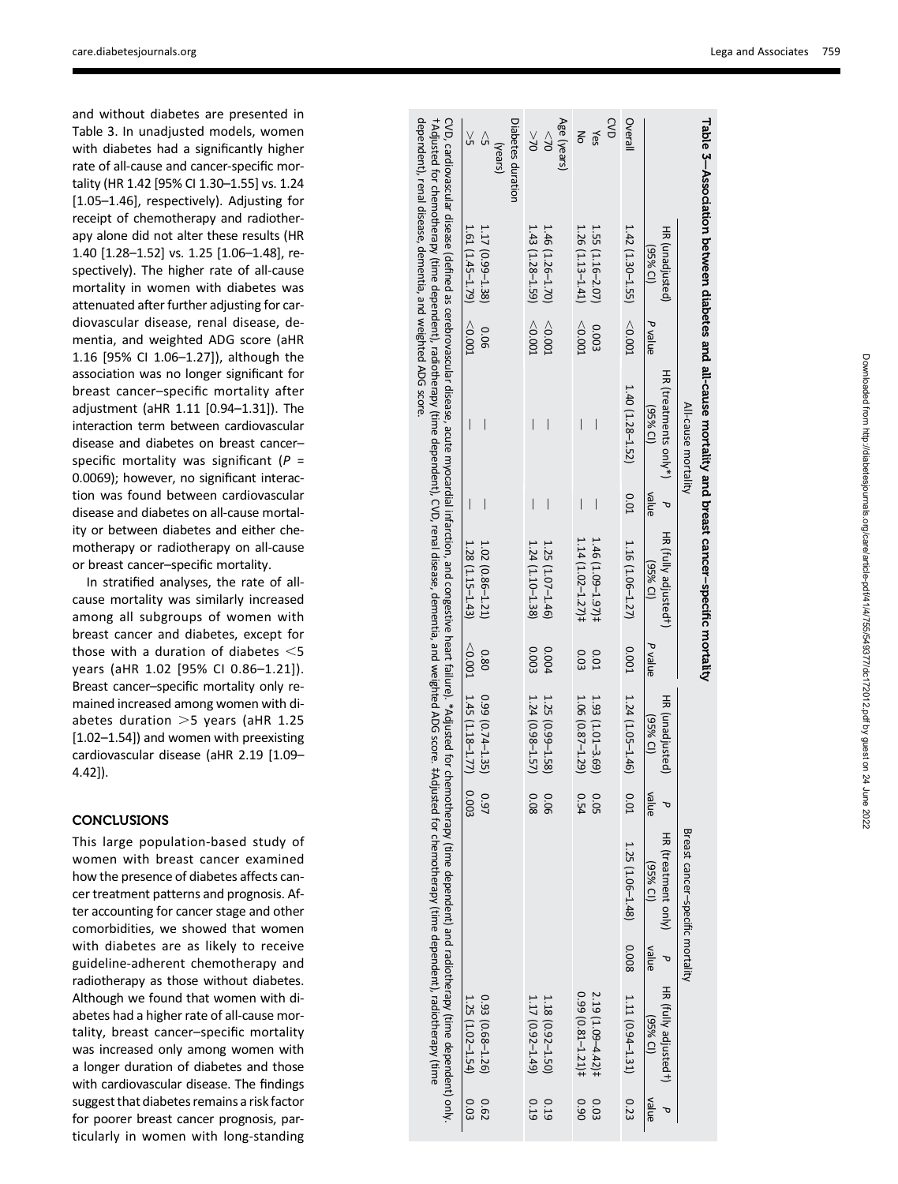and without diabetes are presented in Table 3. In unadjusted models, women with diabetes had a significantly higher rate of all-cause and cancer-specific mortality (HR 1.42 [95% CI 1.30–1.55] vs. 1.24 [1.05–1.46], respectively). Adjusting for receipt of chemotherapy and radiotherapy alone did not alter these results (HR 1.40 [1.28–1.52] vs. 1.25 [1.06–1.48], respectively). The higher rate of all-cause mortality in women with diabetes was attenuated after further adjusting for cardiovascular disease, renal disease, dementia, and weighted ADG score (aHR 1.16 [95% CI 1.06–1.27]), although the association was no longer significant for breast cancer–specific mortality after adjustment (aHR 1.11 [0.94–1.31]). The interaction term between cardiovascular disease and diabetes on breast cancer–specific mortality was significant ($P$ = 0.0069); however, no significant interaction was found between cardiovascular disease and diabetes on all-cause mortality or between diabetes and either chemotherapy or radiotherapy on all-cause or breast cancer–specific mortality.

In stratified analyses, the rate of all-cause mortality was similarly increased among all subgroups of women with breast cancer and diabetes, except for those with a duration of diabetes <5 years (aHR 1.02 [95% CI 0.86–1.21]). Breast cancer–specific mortality only remained increased among women with diabetes duration >5 years (aHR 1.25 [1.02–1.54]) and women with preexisting cardiovascular disease (aHR 2.19 [1.09–4.42]).

**Table 3—Association between diabetes and all-cause mortality and breast cancer–specific mortality**

| | All-cause mortality | | | | | | Breast cancer–specific mortality | | | | | |
|---|---|---|---|---|---|---|---|---|---|---|---|---|
| | HR (unadjusted) (95% CI) | P value | HR (treatments only*) (95% CI) | P value | HR (fully adjusted†) (95% CI) | P value | HR (unadjusted) (95% CI) | P value | HR (treatment only) (95% CI) | P value | HR (fully adjusted†) (95% CI) | P value |
| Overall | 1.42 (1.30–1.55) | <0.001 | 1.40 (1.28–1.52) | 0.01 | 1.16 (1.06–1.27) | 0.001 | 1.24 (1.05–1.46) | 0.01 | 1.25 (1.06–1.48) | 0.008 | 1.11 (0.94–1.31) | 0.23 |
| CVD | | | | | | | | | | | | |
| Yes | 1.55 (1.16–2.07) | 0.003 | — | | 1.46 (1.09–1.97)‡ | 0.01 | 1.93 (1.01–3.69) | 0.05 | | | 2.19 (1.09–4.42)‡ | 0.03 |
| No | 1.26 (1.13–1.41) | <0.001 | — | | 1.14 (1.02–1.27)‡ | 0.03 | 1.06 (0.87–1.29) | 0.54 | | | 0.99 (0.81–1.21)‡ | 0.90 |
| Age (years) | | | | | | | | | | | | |
| <70 | 1.46 (1.26–1.70) | <0.001 | — | | 1.25 (1.07–1.46) | 0.004 | 1.25 (0.99–1.58) | 0.06 | | | 1.18 (0.92–1.50) | 0.19 |
| >70 | 1.43 (1.28–1.59) | <0.001 | — | | 1.24 (1.10–1.38) | 0.003 | 1.24 (0.98–1.57) | 0.08 | | | 1.17 (0.92–1.49) | 0.19 |
| Diabetes duration (years) | | | | | | | | | | | | |
| <5 | 1.17 (0.99–1.38) | 0.06 | — | | 1.02 (0.86–1.21) | 0.80 | 0.99 (0.74–1.35) | 0.97 | | | 0.93 (0.68–1.26) | 0.62 |
| >5 | 1.61 (1.45–1.79) | <0.001 | — | | 1.28 (1.15–1.43) | <0.001 | 1.45 (1.18–1.77) | 0.003 | | | 1.25 (1.02–1.54) | 0.03 |

CVD, cardiovascular disease (defined as cerebrovascular disease, acute myocardial infarction, and congestive heart failure). *Adjusted for chemotherapy (time dependent) and radiotherapy (time dependent) only. †Adjusted for chemotherapy (time dependent), radiotherapy (time dependent), CVD, renal disease, dementia, and weighted ADG score. ‡Adjusted for chemotherapy (time dependent), radiotherapy (time dependent), renal disease, dementia, and weighted ADG score.

## CONCLUSIONS

This large population-based study of women with breast cancer examined how the presence of diabetes affects cancer treatment patterns and prognosis. After accounting for cancer stage and other comorbidities, we showed that women with diabetes are as likely to receive guideline-adherent chemotherapy and radiotherapy as those without diabetes. Although we found that women with diabetes had a higher rate of all-cause mortality, breast cancer–specific mortality was increased only among women with a longer duration of diabetes and those with cardiovascular disease. The findings suggest that diabetes remains a risk factor for poorer breast cancer prognosis, particularly in women with long-standing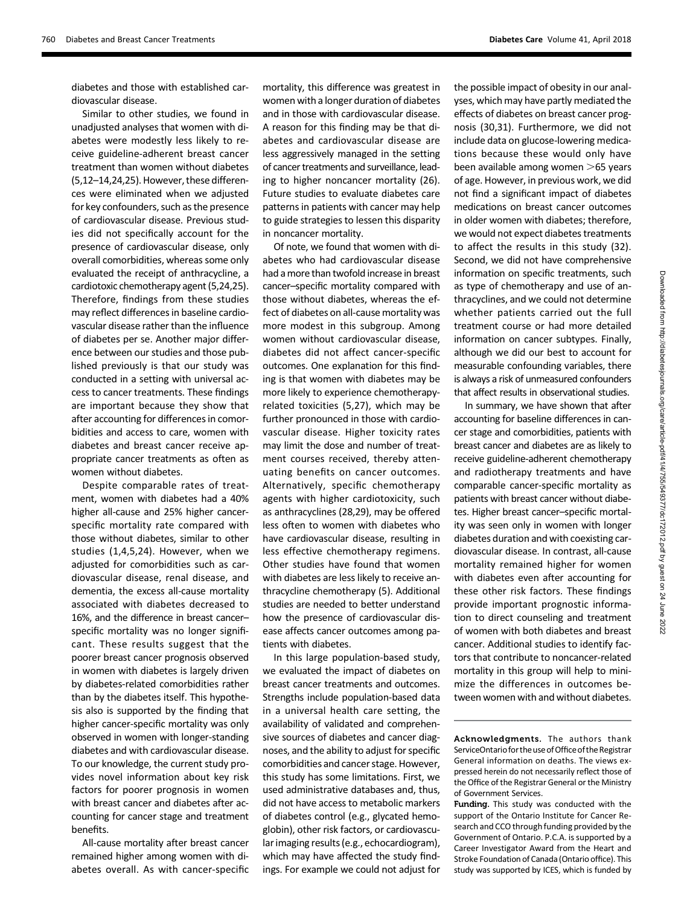diabetes and those with established cardiovascular disease.

Similar to other studies, we found in unadjusted analyses that women with diabetes were modestly less likely to receive guideline-adherent breast cancer treatment than women without diabetes (5,12–14,24,25). However, these differences were eliminated when we adjusted for key confounders, such as the presence of cardiovascular disease. Previous studies did not specifically account for the presence of cardiovascular disease, only overall comorbidities, whereas some only evaluated the receipt of anthracycline, a cardiotoxic chemotherapy agent (5,24,25). Therefore, findings from these studies may reflect differences in baseline cardiovascular disease rather than the influence of diabetes per se. Another major difference between our studies and those published previously is that our study was conducted in a setting with universal access to cancer treatments. These findings are important because they show that after accounting for differences in comorbidities and access to care, women with diabetes and breast cancer receive appropriate cancer treatments as often as women without diabetes.

Despite comparable rates of treatment, women with diabetes had a 40% higher all-cause and 25% higher cancer-specific mortality rate compared with those without diabetes, similar to other studies (1,4,5,24). However, when we adjusted for comorbidities such as cardiovascular disease, renal disease, and dementia, the excess all-cause mortality associated with diabetes decreased to 16%, and the difference in breast cancer–specific mortality was no longer significant. These results suggest that the poorer breast cancer prognosis observed in women with diabetes is largely driven by diabetes-related comorbidities rather than by the diabetes itself. This hypothesis also is supported by the finding that higher cancer-specific mortality was only observed in women with longer-standing diabetes and with cardiovascular disease. To our knowledge, the current study provides novel information about key risk factors for poorer prognosis in women with breast cancer and diabetes after accounting for cancer stage and treatment benefits.

All-cause mortality after breast cancer remained higher among women with diabetes overall. As with cancer-specific mortality, this difference was greatest in women with a longer duration of diabetes and in those with cardiovascular disease. A reason for this finding may be that diabetes and cardiovascular disease are less aggressively managed in the setting of cancer treatments and surveillance, leading to higher noncancer mortality (26). Future studies to evaluate diabetes care patterns in patients with cancer may help to guide strategies to lessen this disparity in noncancer mortality.

Of note, we found that women with diabetes who had cardiovascular disease had a more than twofold increase in breast cancer–specific mortality compared with those without diabetes, whereas the effect of diabetes on all-cause mortality was more modest in this subgroup. Among women without cardiovascular disease, diabetes did not affect cancer-specific outcomes. One explanation for this finding is that women with diabetes may be more likely to experience chemotherapy-related toxicities (5,27), which may be further pronounced in those with cardiovascular disease. Higher toxicity rates may limit the dose and number of treatment courses received, thereby attenuating benefits on cancer outcomes. Alternatively, specific chemotherapy agents with higher cardiotoxicity, such as anthracyclines (28,29), may be offered less often to women with diabetes who have cardiovascular disease, resulting in less effective chemotherapy regimens. Other studies have found that women with diabetes are less likely to receive anthracycline chemotherapy (5). Additional studies are needed to better understand how the presence of cardiovascular disease affects cancer outcomes among patients with diabetes.

In this large population-based study, we evaluated the impact of diabetes on breast cancer treatments and outcomes. Strengths include population-based data in a universal health care setting, the availability of validated and comprehensive sources of diabetes and cancer diagnoses, and the ability to adjust for specific comorbidities and cancer stage. However, this study has some limitations. First, we used administrative databases and, thus, did not have access to metabolic markers of diabetes control (e.g., glycated hemoglobin), other risk factors, or cardiovascular imaging results (e.g., echocardiogram), which may have affected the study findings. For example we could not adjust for the possible impact of obesity in our analyses, which may have partly mediated the effects of diabetes on breast cancer prognosis (30,31). Furthermore, we did not include data on glucose-lowering medications because these would only have been available among women >65 years of age. However, in previous work, we did not find a significant impact of diabetes medications on breast cancer outcomes in older women with diabetes; therefore, we would not expect diabetes treatments to affect the results in this study (32). Second, we did not have comprehensive information on specific treatments, such as type of chemotherapy and use of anthracyclines, and we could not determine whether patients carried out the full treatment course or had more detailed information on cancer subtypes. Finally, although we did our best to account for measurable confounding variables, there is always a risk of unmeasured confounders that affect results in observational studies.

In summary, we have shown that after accounting for baseline differences in cancer stage and comorbidities, patients with breast cancer and diabetes are as likely to receive guideline-adherent chemotherapy and radiotherapy treatments and have comparable cancer-specific mortality as patients with breast cancer without diabetes. Higher breast cancer–specific mortality was seen only in women with longer diabetes duration and with coexisting cardiovascular disease. In contrast, all-cause mortality remained higher for women with diabetes even after accounting for these other risk factors. These findings provide important prognostic information to direct counseling and treatment of women with both diabetes and breast cancer. Additional studies to identify factors that contribute to noncancer-related mortality in this group will help to minimize the differences in outcomes between women with and without diabetes.

**Acknowledgments.** The authors thank ServiceOntario for the use of Office of the Registrar General information on deaths. The views expressed herein do not necessarily reflect those of the Office of the Registrar General or the Ministry of Government Services.

**Funding.** This study was conducted with the support of the Ontario Institute for Cancer Research and CCO through funding provided by the Government of Ontario. P.C.A. is supported by a Career Investigator Award from the Heart and Stroke Foundation of Canada (Ontario office). This study was supported by ICES, which is funded by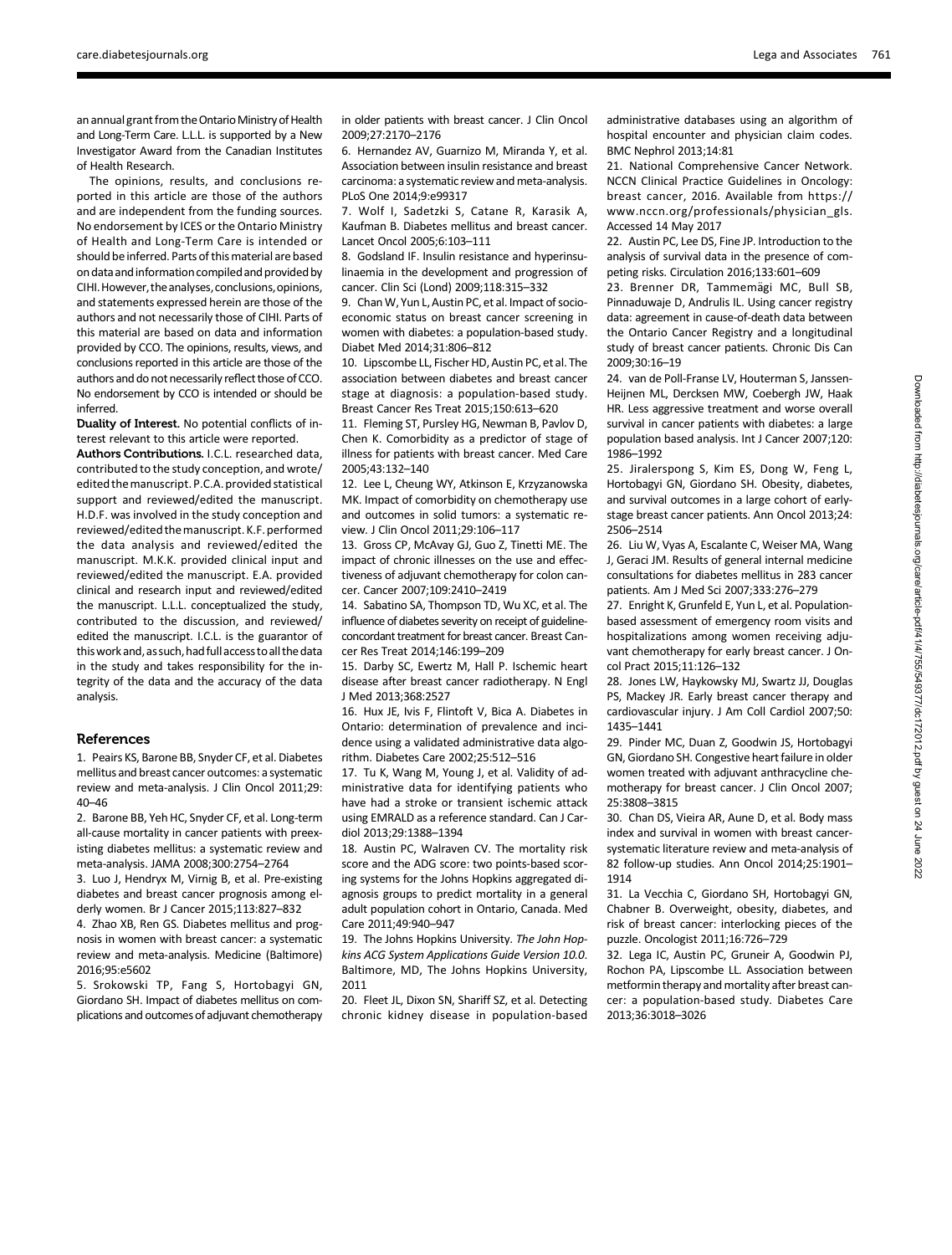an annual grant from the Ontario Ministry of Health and Long-Term Care. L.L.L. is supported by a New Investigator Award from the Canadian Institutes of Health Research.

The opinions, results, and conclusions reported in this article are those of the authors and are independent from the funding sources. No endorsement by ICES or the Ontario Ministry of Health and Long-Term Care is intended or should be inferred. Parts of this material are based on data and information compiled and provided by CIHI. However, the analyses, conclusions, opinions, and statements expressed herein are those of the authors and not necessarily those of CIHI. Parts of this material are based on data and information provided by CCO. The opinions, results, views, and conclusions reported in this article are those of the authors and do not necessarily reflect those of CCO. No endorsement by CCO is intended or should be inferred.

**Duality of Interest.** No potential conflicts of interest relevant to this article were reported.

**Authors Contributions.** I.C.L. researched data, contributed to the study conception, and wrote/edited the manuscript. P.C.A. provided statistical support and reviewed/edited the manuscript. H.D.F. was involved in the study conception and reviewed/edited the manuscript. K.F. performed the data analysis and reviewed/edited the manuscript. M.K.K. provided clinical input and reviewed/edited the manuscript. E.A. provided clinical and research input and reviewed/edited the manuscript. L.L.L. conceptualized the study, contributed to the discussion, and reviewed/edited the manuscript. I.C.L. is the guarantor of this work and, as such, had full access to all the data in the study and takes responsibility for the integrity of the data and the accuracy of the data analysis.

## References

1. Peairs KS, Barone BB, Snyder CF, et al. Diabetes mellitus and breast cancer outcomes: a systematic review and meta-analysis. J Clin Oncol 2011;29:40–46
2. Barone BB, Yeh HC, Snyder CF, et al. Long-term all-cause mortality in cancer patients with preexisting diabetes mellitus: a systematic review and meta-analysis. JAMA 2008;300:2754–2764
3. Luo J, Hendryx M, Virnig B, et al. Pre-existing diabetes and breast cancer prognosis among elderly women. Br J Cancer 2015;113:827–832
4. Zhao XB, Ren GS. Diabetes mellitus and prognosis in women with breast cancer: a systematic review and meta-analysis. Medicine (Baltimore) 2016;95:e5602
5. Srokowski TP, Fang S, Hortobagyi GN, Giordano SH. Impact of diabetes mellitus on complications and outcomes of adjuvant chemotherapy in older patients with breast cancer. J Clin Oncol 2009;27:2170–2176
6. Hernandez AV, Guarnizo M, Miranda Y, et al. Association between insulin resistance and breast carcinoma: a systematic review and meta-analysis. PLoS One 2014;9:e99317
7. Wolf I, Sadetzki S, Catane R, Karasik A, Kaufman B. Diabetes mellitus and breast cancer. Lancet Oncol 2005;6:103–111
8. Godsland IF. Insulin resistance and hyperinsulinaemia in the development and progression of cancer. Clin Sci (Lond) 2009;118:315–332
9. Chan W, Yun L, Austin PC, et al. Impact of socioeconomic status on breast cancer screening in women with diabetes: a population-based study. Diabet Med 2014;31:806–812
10. Lipscombe LL, Fischer HD, Austin PC, et al. The association between diabetes and breast cancer stage at diagnosis: a population-based study. Breast Cancer Res Treat 2015;150:613–620
11. Fleming ST, Pursley HG, Newman B, Pavlov D, Chen K. Comorbidity as a predictor of stage of illness for patients with breast cancer. Med Care 2005;43:132–140
12. Lee L, Cheung WY, Atkinson E, Krzyzanowska MK. Impact of comorbidity on chemotherapy use and outcomes in solid tumors: a systematic review. J Clin Oncol 2011;29:106–117
13. Gross CP, McAvay GJ, Guo Z, Tinetti ME. The impact of chronic illnesses on the use and effectiveness of adjuvant chemotherapy for colon cancer. Cancer 2007;109:2410–2419
14. Sabatino SA, Thompson TD, Wu XC, et al. The influence of diabetes severity on receipt of guideline-concordant treatment for breast cancer. Breast Cancer Res Treat 2014;146:199–209
15. Darby SC, Ewertz M, Hall P. Ischemic heart disease after breast cancer radiotherapy. N Engl J Med 2013;368:2527
16. Hux JE, Ivis F, Flintoft V, Bica A. Diabetes in Ontario: determination of prevalence and incidence using a validated administrative data algorithm. Diabetes Care 2002;25:512–516
17. Tu K, Wang M, Young J, et al. Validity of administrative data for identifying patients who have had a stroke or transient ischemic attack using EMRALD as a reference standard. Can J Cardiol 2013;29:1388–1394
18. Austin PC, Walraven CV. The mortality risk score and the ADG score: two points-based scoring systems for the Johns Hopkins aggregated diagnosis groups to predict mortality in a general adult population cohort in Ontario, Canada. Med Care 2011;49:940–947
19. The Johns Hopkins University. *The John Hopkins ACG System Applications Guide Version 10.0*. Baltimore, MD, The Johns Hopkins University, 2011
20. Fleet JL, Dixon SN, Shariff SZ, et al. Detecting chronic kidney disease in population-based administrative databases using an algorithm of hospital encounter and physician claim codes. BMC Nephrol 2013;14:81
21. National Comprehensive Cancer Network. NCCN Clinical Practice Guidelines in Oncology: breast cancer, 2016. Available from https://www.nccn.org/professionals/physician_gls. Accessed 14 May 2017
22. Austin PC, Lee DS, Fine JP. Introduction to the analysis of survival data in the presence of competing risks. Circulation 2016;133:601–609
23. Brenner DR, Tammemägi MC, Bull SB, Pinnaduwaje D, Andrulis IL. Using cancer registry data: agreement in cause-of-death data between the Ontario Cancer Registry and a longitudinal study of breast cancer patients. Chronic Dis Can 2009;30:16–19
24. van de Poll-Franse LV, Houterman S, Janssen-Heijnen ML, Dercksen MW, Coebergh JW, Haak HR. Less aggressive treatment and worse overall survival in cancer patients with diabetes: a large population based analysis. Int J Cancer 2007;120:1986–1992
25. Jiralerspong S, Kim ES, Dong W, Feng L, Hortobagyi GN, Giordano SH. Obesity, diabetes, and survival outcomes in a large cohort of early-stage breast cancer patients. Ann Oncol 2013;24:2506–2514
26. Liu W, Vyas A, Escalante C, Weiser MA, Wang J, Geraci JM. Results of general internal medicine consultations for diabetes mellitus in 283 cancer patients. Am J Med Sci 2007;333:276–279
27. Enright K, Grunfeld E, Yun L, et al. Population-based assessment of emergency room visits and hospitalizations among women receiving adjuvant chemotherapy for early breast cancer. J Oncol Pract 2015;11:126–132
28. Jones LW, Haykowsky MJ, Swartz JJ, Douglas PS, Mackey JR. Early breast cancer therapy and cardiovascular injury. J Am Coll Cardiol 2007;50:1435–1441
29. Pinder MC, Duan Z, Goodwin JS, Hortobagyi GN, Giordano SH. Congestive heart failure in older women treated with adjuvant anthracycline chemotherapy for breast cancer. J Clin Oncol 2007;25:3808–3815
30. Chan DS, Vieira AR, Aune D, et al. Body mass index and survival in women with breast cancer-systematic literature review and meta-analysis of 82 follow-up studies. Ann Oncol 2014;25:1901–1914
31. La Vecchia C, Giordano SH, Hortobagyi GN, Chabner B. Overweight, obesity, diabetes, and risk of breast cancer: interlocking pieces of the puzzle. Oncologist 2011;16:726–729
32. Lega IC, Austin PC, Gruneir A, Goodwin PJ, Rochon PA, Lipscombe LL. Association between metformin therapy and mortality after breast cancer: a population-based study. Diabetes Care 2013;36:3018–3026